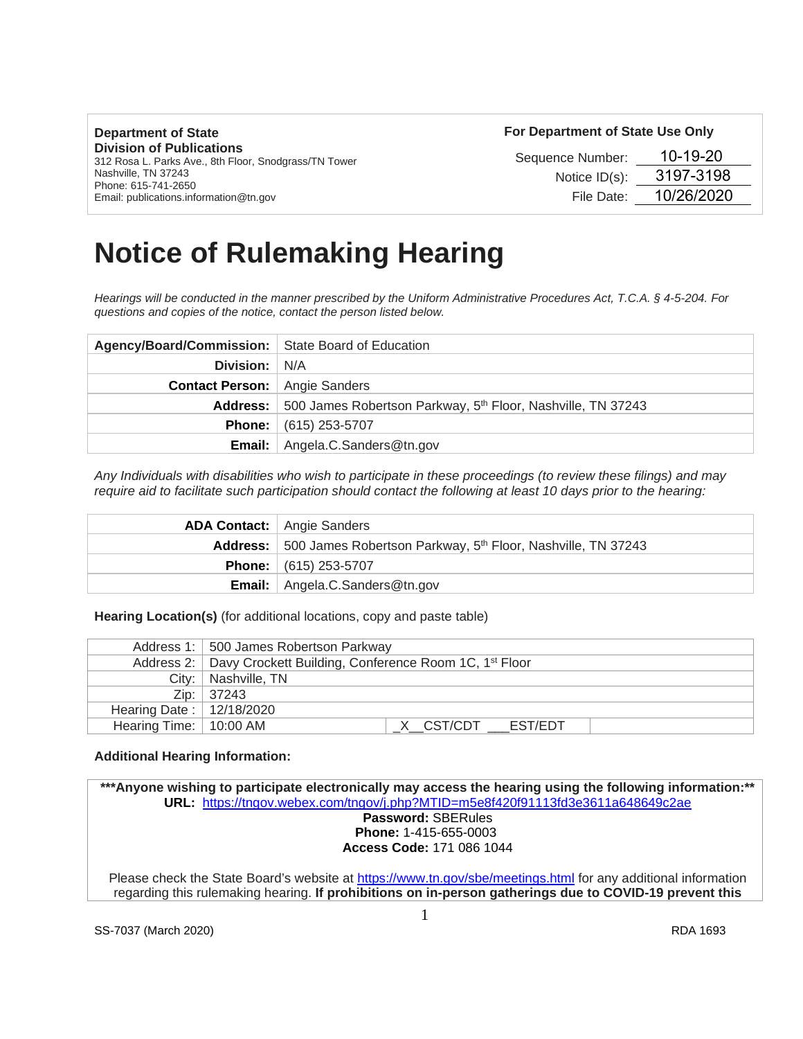| Department of State Division of Publications | For Department of State Use Only |
|---|---|
| 312 Rosa L. Parks Ave., 8th Floor, Snodgrass/TN Tower | Sequence Number: 10-19-20 |
| Nashville, TN 37243 | Notice ID(s): 3197-3198 |
| Phone: 615-741-2650 | File Date: 10/26/2020 |
| Email: publications.information@tn.gov | |

# Notice of Rulemaking Hearing

*Hearings will be conducted in the manner prescribed by the Uniform Administrative Procedures Act, T.C.A. § 4-5-204. For questions and copies of the notice, contact the person listed below.*

| | |
|---|---|
| **Agency/Board/Commission:** | State Board of Education |
| **Division:** | N/A |
| **Contact Person:** | Angie Sanders |
| **Address:** | 500 James Robertson Parkway, 5th Floor, Nashville, TN 37243 |
| **Phone:** | (615) 253-5707 |
| **Email:** | Angela.C.Sanders@tn.gov |

*Any Individuals with disabilities who wish to participate in these proceedings (to review these filings) and may require aid to facilitate such participation should contact the following at least 10 days prior to the hearing:*

| | |
|---|---|
| **ADA Contact:** | Angie Sanders |
| **Address:** | 500 James Robertson Parkway, 5th Floor, Nashville, TN 37243 |
| **Phone:** | (615) 253-5707 |
| **Email:** | Angela.C.Sanders@tn.gov |

**Hearing Location(s)** (for additional locations, copy and paste table)

| | | |
|---|---|---|
| Address 1: | 500 James Robertson Parkway | |
| Address 2: | Davy Crockett Building, Conference Room 1C, 1st Floor | |
| City: | Nashville, TN | |
| Zip: | 37243 | |
| Hearing Date : | 12/18/2020 | |
| Hearing Time: | 10:00 AM | _X__CST/CDT ___EST/EDT |

**Additional Hearing Information:**

**\*\*\*Anyone wishing to participate electronically may access the hearing using the following information:\*\***
**URL:** https://tngov.webex.com/tngov/j.php?MTID=m5e8f420f91113fd3e3611a648649c2ae
**Password:** SBERules
**Phone:** 1-415-655-0003
**Access Code:** 171 086 1044

Please check the State Board's website at https://www.tn.gov/sbe/meetings.html for any additional information regarding this rulemaking hearing. **If prohibitions on in-person gatherings due to COVID-19 prevent this**

SS-7037 (March 2020) RDA 1693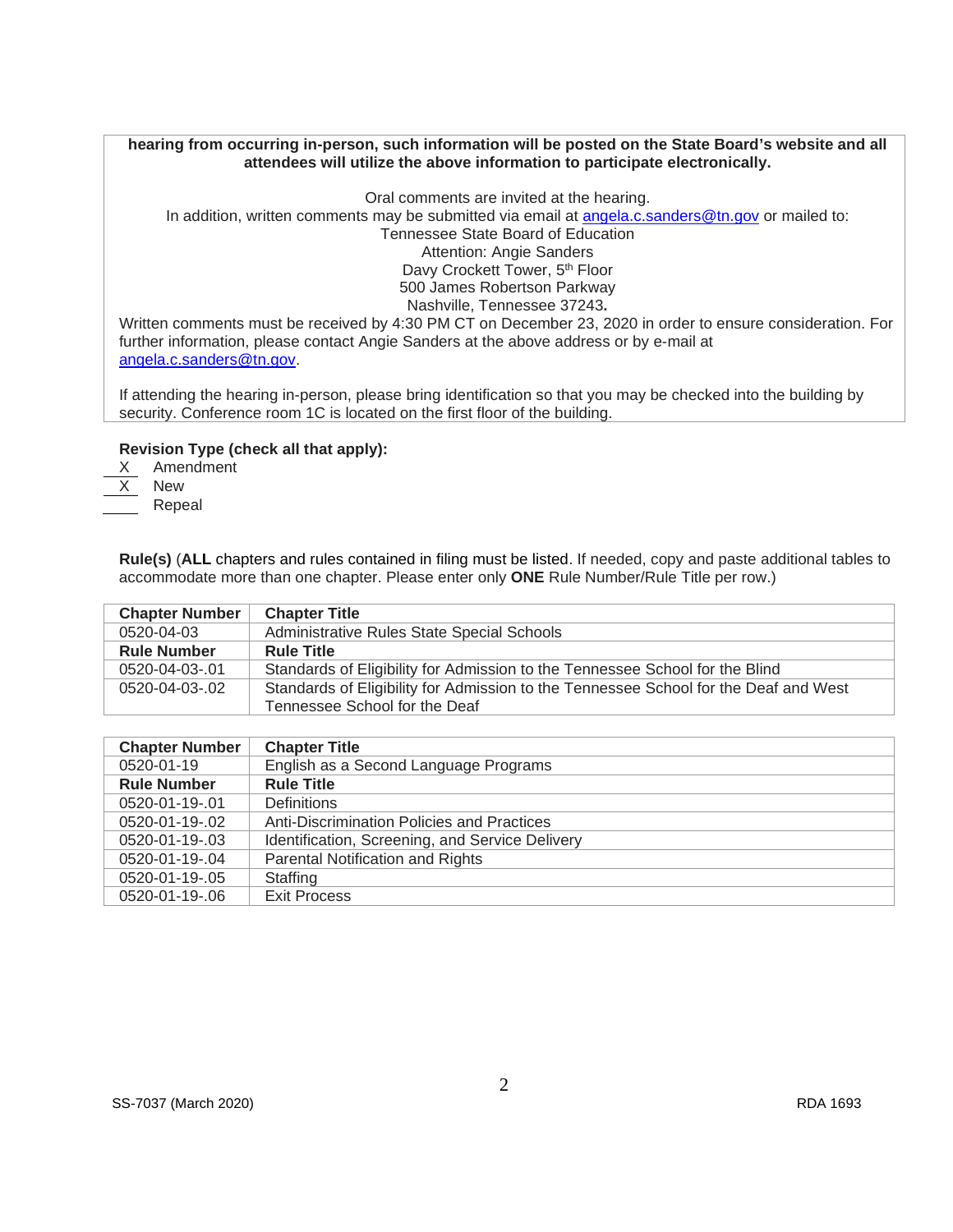**hearing from occurring in-person, such information will be posted on the State Board's website and all attendees will utilize the above information to participate electronically.**

Oral comments are invited at the hearing.
In addition, written comments may be submitted via email at angela.c.sanders@tn.gov or mailed to:
Tennessee State Board of Education
Attention: Angie Sanders
Davy Crockett Tower, 5th Floor
500 James Robertson Parkway
Nashville, Tennessee 37243.

Written comments must be received by 4:30 PM CT on December 23, 2020 in order to ensure consideration. For further information, please contact Angie Sanders at the above address or by e-mail at angela.c.sanders@tn.gov.

If attending the hearing in-person, please bring identification so that you may be checked into the building by security. Conference room 1C is located on the first floor of the building.

**Revision Type (check all that apply):**

X Amendment
X New
___ Repeal

**Rule(s)** (**ALL** chapters and rules contained in filing must be listed. If needed, copy and paste additional tables to accommodate more than one chapter. Please enter only **ONE** Rule Number/Rule Title per row.)

| **Chapter Number** | **Chapter Title** |
|---|---|
| 0520-04-03 | Administrative Rules State Special Schools |
| **Rule Number** | **Rule Title** |
| 0520-04-03-.01 | Standards of Eligibility for Admission to the Tennessee School for the Blind |
| 0520-04-03-.02 | Standards of Eligibility for Admission to the Tennessee School for the Deaf and West Tennessee School for the Deaf |

| **Chapter Number** | **Chapter Title** |
|---|---|
| 0520-01-19 | English as a Second Language Programs |
| **Rule Number** | **Rule Title** |
| 0520-01-19-.01 | Definitions |
| 0520-01-19-.02 | Anti-Discrimination Policies and Practices |
| 0520-01-19-.03 | Identification, Screening, and Service Delivery |
| 0520-01-19-.04 | Parental Notification and Rights |
| 0520-01-19-.05 | Staffing |
| 0520-01-19-.06 | Exit Process |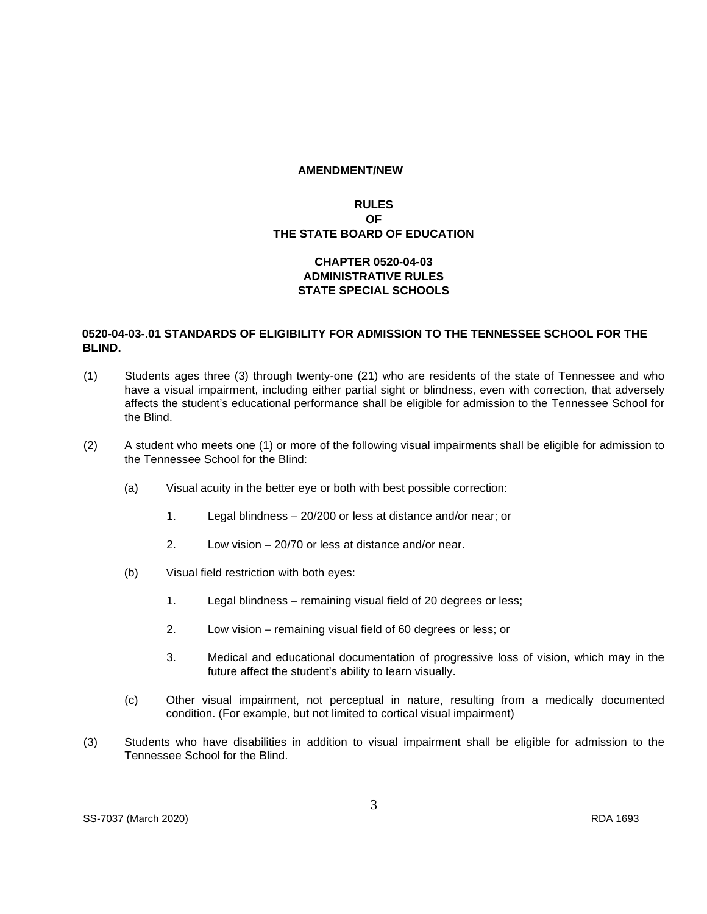**AMENDMENT/NEW**

**RULES**
**OF**
**THE STATE BOARD OF EDUCATION**

**CHAPTER 0520-04-03**
**ADMINISTRATIVE RULES**
**STATE SPECIAL SCHOOLS**

**0520-04-03-.01 STANDARDS OF ELIGIBILITY FOR ADMISSION TO THE TENNESSEE SCHOOL FOR THE BLIND.**

(1) Students ages three (3) through twenty-one (21) who are residents of the state of Tennessee and who have a visual impairment, including either partial sight or blindness, even with correction, that adversely affects the student's educational performance shall be eligible for admission to the Tennessee School for the Blind.

(2) A student who meets one (1) or more of the following visual impairments shall be eligible for admission to the Tennessee School for the Blind:

(a) Visual acuity in the better eye or both with best possible correction:

1. Legal blindness – 20/200 or less at distance and/or near; or

2. Low vision – 20/70 or less at distance and/or near.

(b) Visual field restriction with both eyes:

1. Legal blindness – remaining visual field of 20 degrees or less;

2. Low vision – remaining visual field of 60 degrees or less; or

3. Medical and educational documentation of progressive loss of vision, which may in the future affect the student's ability to learn visually.

(c) Other visual impairment, not perceptual in nature, resulting from a medically documented condition. (For example, but not limited to cortical visual impairment)

(3) Students who have disabilities in addition to visual impairment shall be eligible for admission to the Tennessee School for the Blind.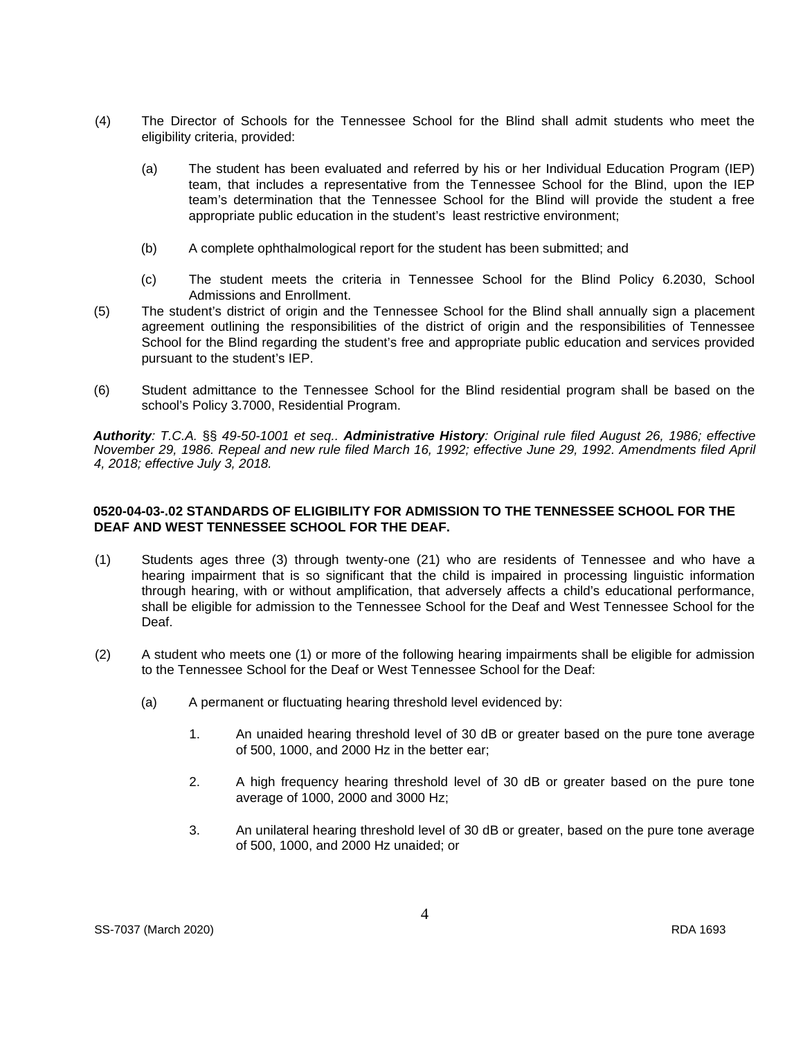(4) The Director of Schools for the Tennessee School for the Blind shall admit students who meet the eligibility criteria, provided:

(a) The student has been evaluated and referred by his or her Individual Education Program (IEP) team, that includes a representative from the Tennessee School for the Blind, upon the IEP team's determination that the Tennessee School for the Blind will provide the student a free appropriate public education in the student's least restrictive environment;

(b) A complete ophthalmological report for the student has been submitted; and

(c) The student meets the criteria in Tennessee School for the Blind Policy 6.2030, School Admissions and Enrollment.

(5) The student's district of origin and the Tennessee School for the Blind shall annually sign a placement agreement outlining the responsibilities of the district of origin and the responsibilities of Tennessee School for the Blind regarding the student's free and appropriate public education and services provided pursuant to the student's IEP.

(6) Student admittance to the Tennessee School for the Blind residential program shall be based on the school's Policy 3.7000, Residential Program.

***Authority**: T.C.A. §§ 49-50-1001 et seq.. **Administrative History**: Original rule filed August 26, 1986; effective November 29, 1986. Repeal and new rule filed March 16, 1992; effective June 29, 1992. Amendments filed April 4, 2018; effective July 3, 2018.*

**0520-04-03-.02 STANDARDS OF ELIGIBILITY FOR ADMISSION TO THE TENNESSEE SCHOOL FOR THE DEAF AND WEST TENNESSEE SCHOOL FOR THE DEAF.**

(1) Students ages three (3) through twenty-one (21) who are residents of Tennessee and who have a hearing impairment that is so significant that the child is impaired in processing linguistic information through hearing, with or without amplification, that adversely affects a child's educational performance, shall be eligible for admission to the Tennessee School for the Deaf and West Tennessee School for the Deaf.

(2) A student who meets one (1) or more of the following hearing impairments shall be eligible for admission to the Tennessee School for the Deaf or West Tennessee School for the Deaf:

(a) A permanent or fluctuating hearing threshold level evidenced by:

1. An unaided hearing threshold level of 30 dB or greater based on the pure tone average of 500, 1000, and 2000 Hz in the better ear;

2. A high frequency hearing threshold level of 30 dB or greater based on the pure tone average of 1000, 2000 and 3000 Hz;

3. An unilateral hearing threshold level of 30 dB or greater, based on the pure tone average of 500, 1000, and 2000 Hz unaided; or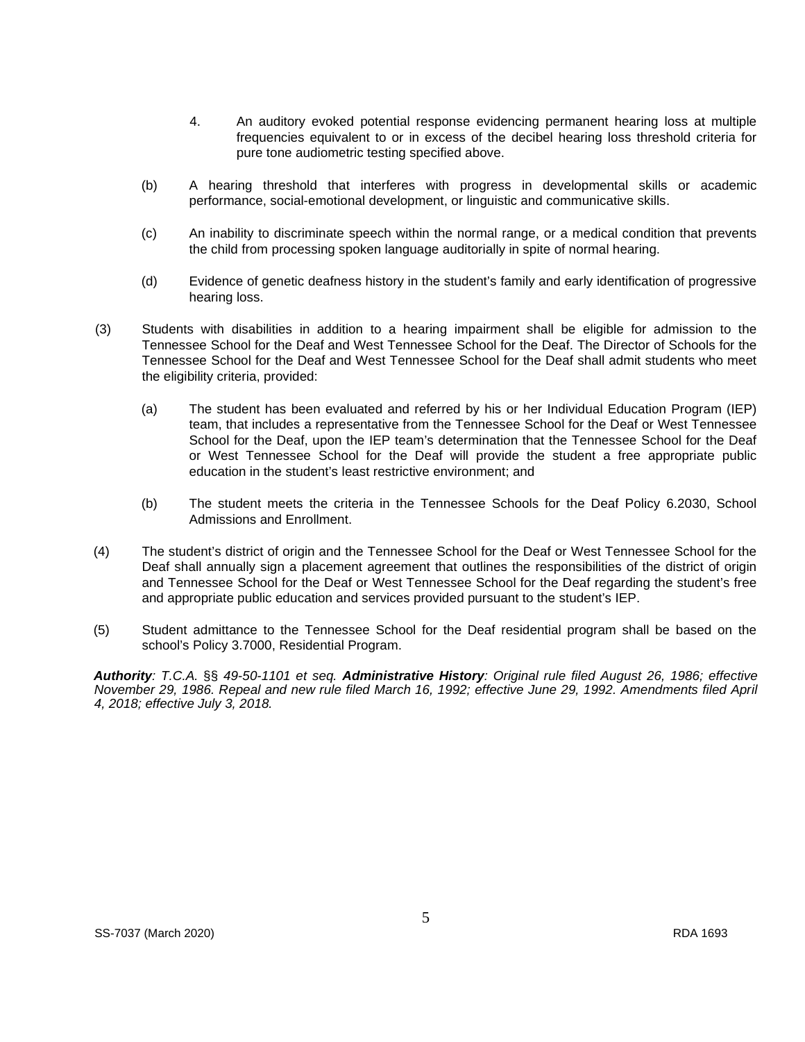4. An auditory evoked potential response evidencing permanent hearing loss at multiple frequencies equivalent to or in excess of the decibel hearing loss threshold criteria for pure tone audiometric testing specified above.

(b) A hearing threshold that interferes with progress in developmental skills or academic performance, social-emotional development, or linguistic and communicative skills.

(c) An inability to discriminate speech within the normal range, or a medical condition that prevents the child from processing spoken language auditorially in spite of normal hearing.

(d) Evidence of genetic deafness history in the student's family and early identification of progressive hearing loss.

(3) Students with disabilities in addition to a hearing impairment shall be eligible for admission to the Tennessee School for the Deaf and West Tennessee School for the Deaf. The Director of Schools for the Tennessee School for the Deaf and West Tennessee School for the Deaf shall admit students who meet the eligibility criteria, provided:

(a) The student has been evaluated and referred by his or her Individual Education Program (IEP) team, that includes a representative from the Tennessee School for the Deaf or West Tennessee School for the Deaf, upon the IEP team's determination that the Tennessee School for the Deaf or West Tennessee School for the Deaf will provide the student a free appropriate public education in the student's least restrictive environment; and

(b) The student meets the criteria in the Tennessee Schools for the Deaf Policy 6.2030, School Admissions and Enrollment.

(4) The student's district of origin and the Tennessee School for the Deaf or West Tennessee School for the Deaf shall annually sign a placement agreement that outlines the responsibilities of the district of origin and Tennessee School for the Deaf or West Tennessee School for the Deaf regarding the student's free and appropriate public education and services provided pursuant to the student's IEP.

(5) Student admittance to the Tennessee School for the Deaf residential program shall be based on the school's Policy 3.7000, Residential Program.

***Authority**: T.C.A.* §§ *49-50-1101 et seq.* ***Administrative History**: Original rule filed August 26, 1986; effective November 29, 1986. Repeal and new rule filed March 16, 1992; effective June 29, 1992. Amendments filed April 4, 2018; effective July 3, 2018.*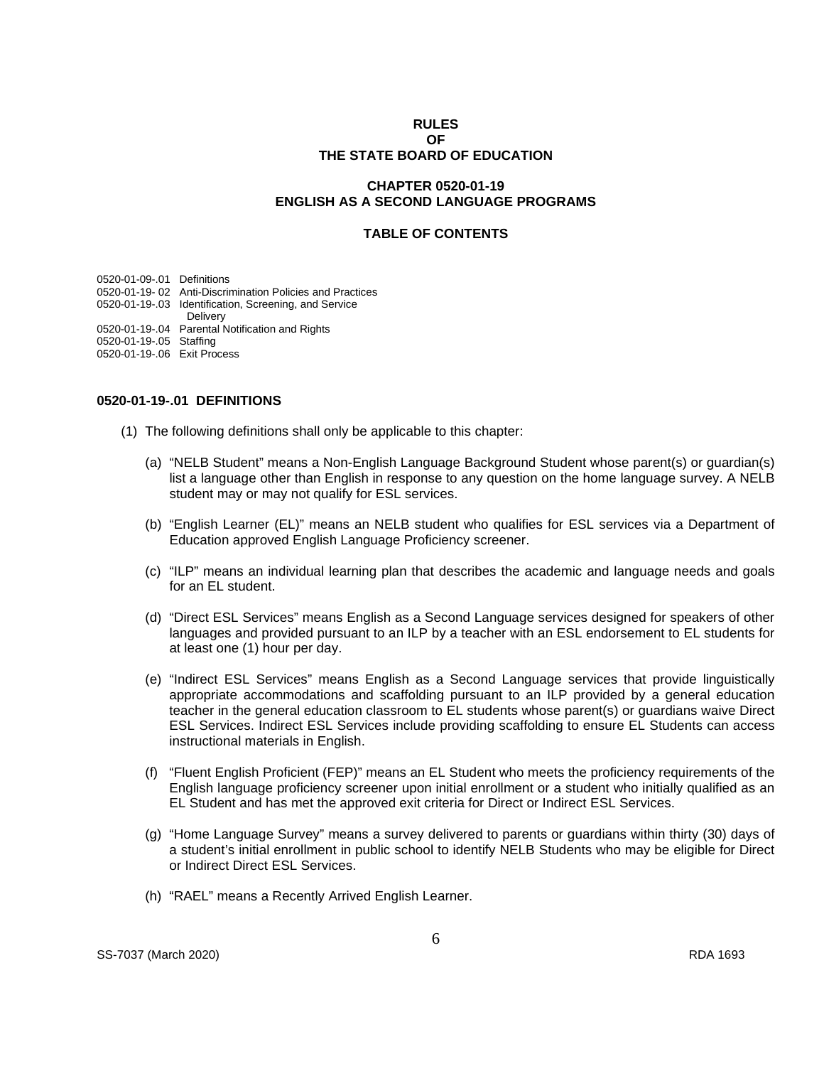**RULES**
**OF**
**THE STATE BOARD OF EDUCATION**

**CHAPTER 0520-01-19**
**ENGLISH AS A SECOND LANGUAGE PROGRAMS**

**TABLE OF CONTENTS**

0520-01-09-.01 Definitions
0520-01-19- 02 Anti-Discrimination Policies and Practices
0520-01-19-.03 Identification, Screening, and Service Delivery
0520-01-19-.04 Parental Notification and Rights
0520-01-19-.05 Staffing
0520-01-19-.06 Exit Process

**0520-01-19-.01 DEFINITIONS**

(1) The following definitions shall only be applicable to this chapter:

(a) "NELB Student" means a Non-English Language Background Student whose parent(s) or guardian(s) list a language other than English in response to any question on the home language survey. A NELB student may or may not qualify for ESL services.

(b) "English Learner (EL)" means an NELB student who qualifies for ESL services via a Department of Education approved English Language Proficiency screener.

(c) "ILP" means an individual learning plan that describes the academic and language needs and goals for an EL student.

(d) "Direct ESL Services" means English as a Second Language services designed for speakers of other languages and provided pursuant to an ILP by a teacher with an ESL endorsement to EL students for at least one (1) hour per day.

(e) "Indirect ESL Services" means English as a Second Language services that provide linguistically appropriate accommodations and scaffolding pursuant to an ILP provided by a general education teacher in the general education classroom to EL students whose parent(s) or guardians waive Direct ESL Services. Indirect ESL Services include providing scaffolding to ensure EL Students can access instructional materials in English.

(f) "Fluent English Proficient (FEP)" means an EL Student who meets the proficiency requirements of the English language proficiency screener upon initial enrollment or a student who initially qualified as an EL Student and has met the approved exit criteria for Direct or Indirect ESL Services.

(g) "Home Language Survey" means a survey delivered to parents or guardians within thirty (30) days of a student's initial enrollment in public school to identify NELB Students who may be eligible for Direct or Indirect Direct ESL Services.

(h) "RAEL" means a Recently Arrived English Learner.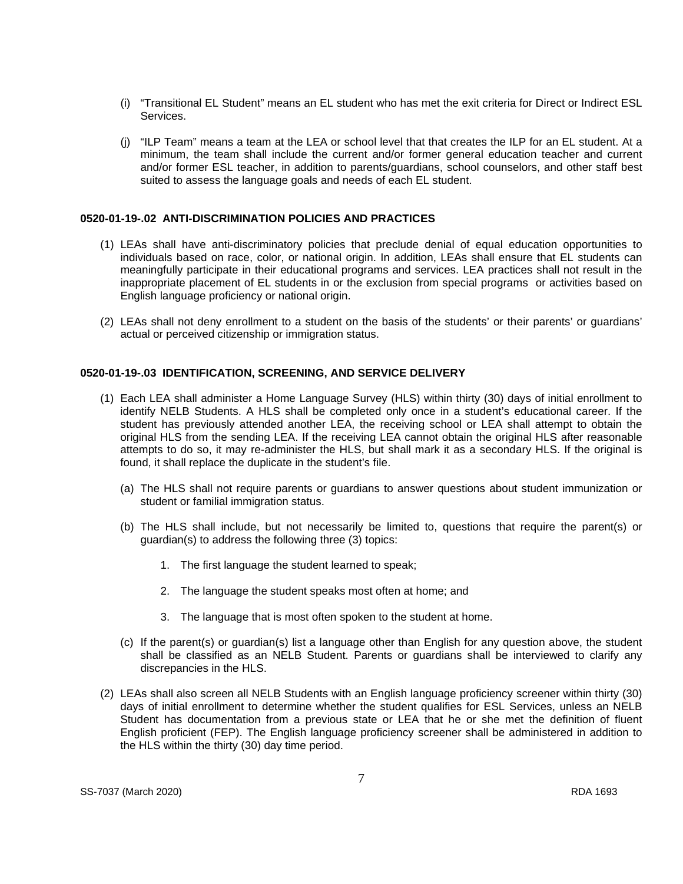(i) "Transitional EL Student" means an EL student who has met the exit criteria for Direct or Indirect ESL Services.

(j) "ILP Team" means a team at the LEA or school level that that creates the ILP for an EL student. At a minimum, the team shall include the current and/or former general education teacher and current and/or former ESL teacher, in addition to parents/guardians, school counselors, and other staff best suited to assess the language goals and needs of each EL student.

**0520-01-19-.02 ANTI-DISCRIMINATION POLICIES AND PRACTICES**

(1) LEAs shall have anti-discriminatory policies that preclude denial of equal education opportunities to individuals based on race, color, or national origin. In addition, LEAs shall ensure that EL students can meaningfully participate in their educational programs and services. LEA practices shall not result in the inappropriate placement of EL students in or the exclusion from special programs or activities based on English language proficiency or national origin.

(2) LEAs shall not deny enrollment to a student on the basis of the students' or their parents' or guardians' actual or perceived citizenship or immigration status.

**0520-01-19-.03 IDENTIFICATION, SCREENING, AND SERVICE DELIVERY**

(1) Each LEA shall administer a Home Language Survey (HLS) within thirty (30) days of initial enrollment to identify NELB Students. A HLS shall be completed only once in a student's educational career. If the student has previously attended another LEA, the receiving school or LEA shall attempt to obtain the original HLS from the sending LEA. If the receiving LEA cannot obtain the original HLS after reasonable attempts to do so, it may re-administer the HLS, but shall mark it as a secondary HLS. If the original is found, it shall replace the duplicate in the student's file.

   (a) The HLS shall not require parents or guardians to answer questions about student immunization or student or familial immigration status.

   (b) The HLS shall include, but not necessarily be limited to, questions that require the parent(s) or guardian(s) to address the following three (3) topics:

      1. The first language the student learned to speak;

      2. The language the student speaks most often at home; and

      3. The language that is most often spoken to the student at home.

   (c) If the parent(s) or guardian(s) list a language other than English for any question above, the student shall be classified as an NELB Student. Parents or guardians shall be interviewed to clarify any discrepancies in the HLS.

(2) LEAs shall also screen all NELB Students with an English language proficiency screener within thirty (30) days of initial enrollment to determine whether the student qualifies for ESL Services, unless an NELB Student has documentation from a previous state or LEA that he or she met the definition of fluent English proficient (FEP). The English language proficiency screener shall be administered in addition to the HLS within the thirty (30) day time period.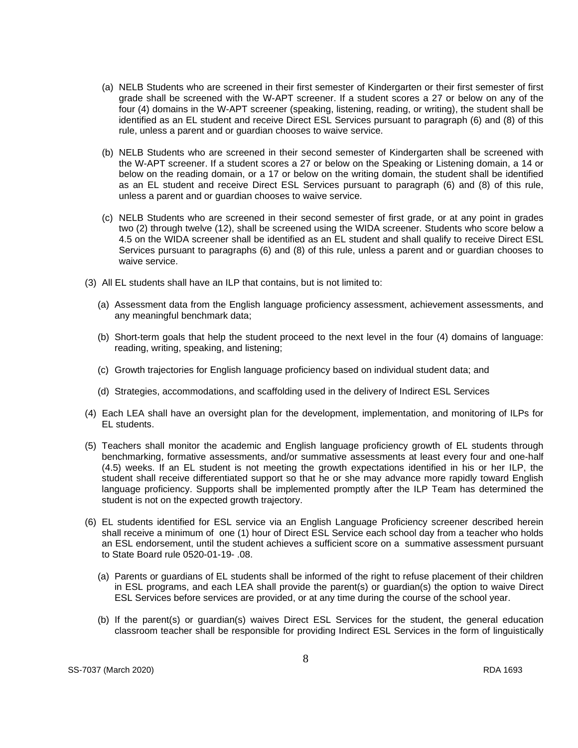(a) NELB Students who are screened in their first semester of Kindergarten or their first semester of first grade shall be screened with the W-APT screener. If a student scores a 27 or below on any of the four (4) domains in the W-APT screener (speaking, listening, reading, or writing), the student shall be identified as an EL student and receive Direct ESL Services pursuant to paragraph (6) and (8) of this rule, unless a parent and or guardian chooses to waive service.

(b) NELB Students who are screened in their second semester of Kindergarten shall be screened with the W-APT screener. If a student scores a 27 or below on the Speaking or Listening domain, a 14 or below on the reading domain, or a 17 or below on the writing domain, the student shall be identified as an EL student and receive Direct ESL Services pursuant to paragraph (6) and (8) of this rule, unless a parent and or guardian chooses to waive service.

(c) NELB Students who are screened in their second semester of first grade, or at any point in grades two (2) through twelve (12), shall be screened using the WIDA screener. Students who score below a 4.5 on the WIDA screener shall be identified as an EL student and shall qualify to receive Direct ESL Services pursuant to paragraphs (6) and (8) of this rule, unless a parent and or guardian chooses to waive service.

(3) All EL students shall have an ILP that contains, but is not limited to:

(a) Assessment data from the English language proficiency assessment, achievement assessments, and any meaningful benchmark data;

(b) Short-term goals that help the student proceed to the next level in the four (4) domains of language: reading, writing, speaking, and listening;

(c) Growth trajectories for English language proficiency based on individual student data; and

(d) Strategies, accommodations, and scaffolding used in the delivery of Indirect ESL Services

(4) Each LEA shall have an oversight plan for the development, implementation, and monitoring of ILPs for EL students.

(5) Teachers shall monitor the academic and English language proficiency growth of EL students through benchmarking, formative assessments, and/or summative assessments at least every four and one-half (4.5) weeks. If an EL student is not meeting the growth expectations identified in his or her ILP, the student shall receive differentiated support so that he or she may advance more rapidly toward English language proficiency. Supports shall be implemented promptly after the ILP Team has determined the student is not on the expected growth trajectory.

(6) EL students identified for ESL service via an English Language Proficiency screener described herein shall receive a minimum of one (1) hour of Direct ESL Service each school day from a teacher who holds an ESL endorsement, until the student achieves a sufficient score on a summative assessment pursuant to State Board rule 0520-01-19- .08.

(a) Parents or guardians of EL students shall be informed of the right to refuse placement of their children in ESL programs, and each LEA shall provide the parent(s) or guardian(s) the option to waive Direct ESL Services before services are provided, or at any time during the course of the school year.

(b) If the parent(s) or guardian(s) waives Direct ESL Services for the student, the general education classroom teacher shall be responsible for providing Indirect ESL Services in the form of linguistically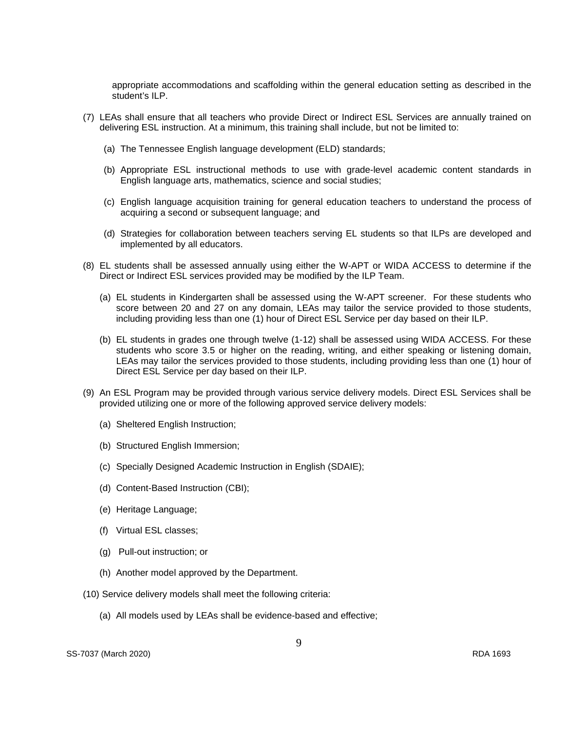appropriate accommodations and scaffolding within the general education setting as described in the student's ILP.

(7) LEAs shall ensure that all teachers who provide Direct or Indirect ESL Services are annually trained on delivering ESL instruction. At a minimum, this training shall include, but not be limited to:

(a) The Tennessee English language development (ELD) standards;

(b) Appropriate ESL instructional methods to use with grade-level academic content standards in English language arts, mathematics, science and social studies;

(c) English language acquisition training for general education teachers to understand the process of acquiring a second or subsequent language; and

(d) Strategies for collaboration between teachers serving EL students so that ILPs are developed and implemented by all educators.

(8) EL students shall be assessed annually using either the W-APT or WIDA ACCESS to determine if the Direct or Indirect ESL services provided may be modified by the ILP Team.

(a) EL students in Kindergarten shall be assessed using the W-APT screener. For these students who score between 20 and 27 on any domain, LEAs may tailor the service provided to those students, including providing less than one (1) hour of Direct ESL Service per day based on their ILP.

(b) EL students in grades one through twelve (1-12) shall be assessed using WIDA ACCESS. For these students who score 3.5 or higher on the reading, writing, and either speaking or listening domain, LEAs may tailor the services provided to those students, including providing less than one (1) hour of Direct ESL Service per day based on their ILP.

(9) An ESL Program may be provided through various service delivery models. Direct ESL Services shall be provided utilizing one or more of the following approved service delivery models:

(a) Sheltered English Instruction;

(b) Structured English Immersion;

(c) Specially Designed Academic Instruction in English (SDAIE);

(d) Content-Based Instruction (CBI);

(e) Heritage Language;

(f) Virtual ESL classes;

(g) Pull-out instruction; or

(h) Another model approved by the Department.

(10) Service delivery models shall meet the following criteria:

(a) All models used by LEAs shall be evidence-based and effective;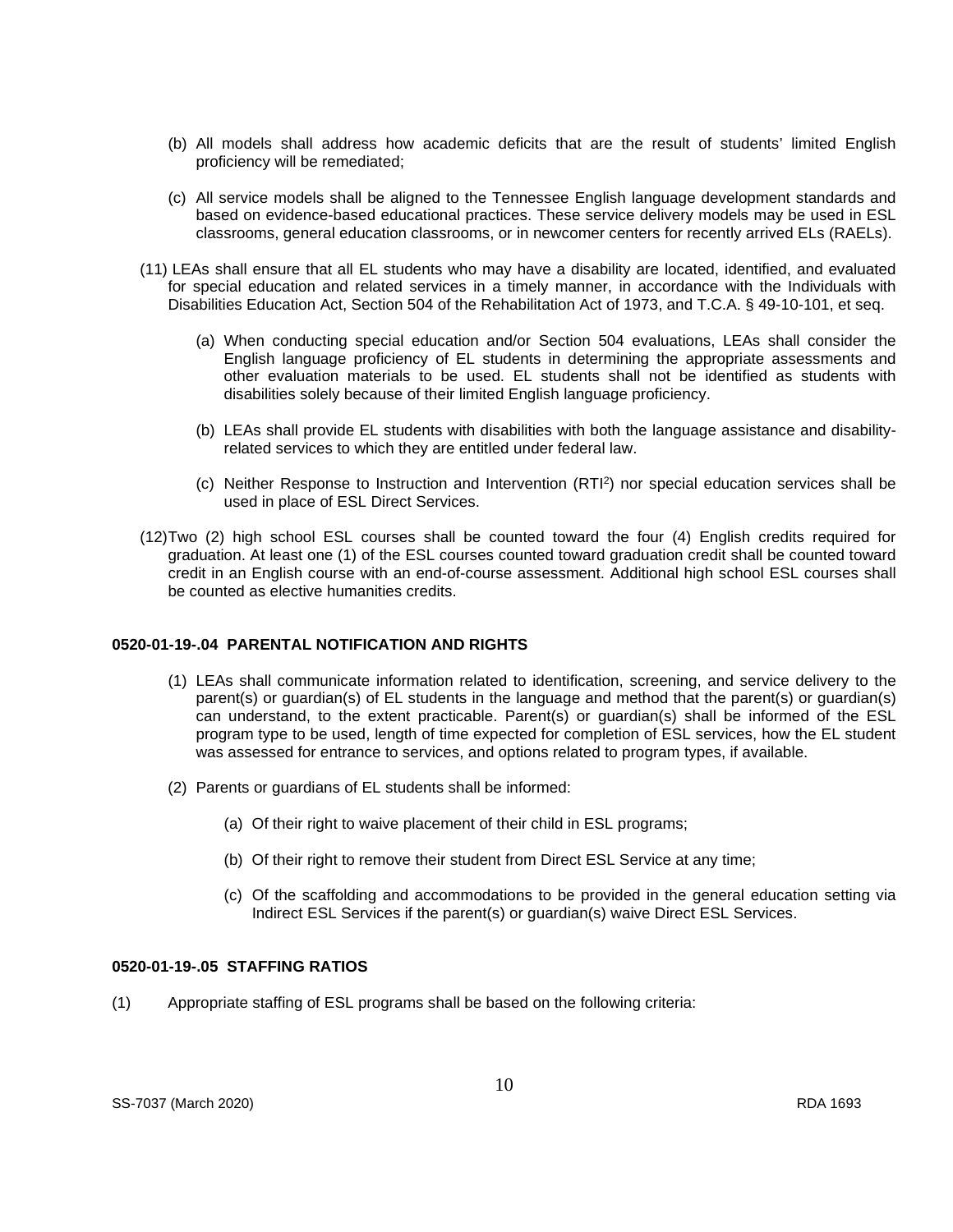(b) All models shall address how academic deficits that are the result of students' limited English proficiency will be remediated;

(c) All service models shall be aligned to the Tennessee English language development standards and based on evidence-based educational practices. These service delivery models may be used in ESL classrooms, general education classrooms, or in newcomer centers for recently arrived ELs (RAELs).

(11) LEAs shall ensure that all EL students who may have a disability are located, identified, and evaluated for special education and related services in a timely manner, in accordance with the Individuals with Disabilities Education Act, Section 504 of the Rehabilitation Act of 1973, and T.C.A. § 49-10-101, et seq.

(a) When conducting special education and/or Section 504 evaluations, LEAs shall consider the English language proficiency of EL students in determining the appropriate assessments and other evaluation materials to be used. EL students shall not be identified as students with disabilities solely because of their limited English language proficiency.

(b) LEAs shall provide EL students with disabilities with both the language assistance and disability-related services to which they are entitled under federal law.

(c) Neither Response to Instruction and Intervention (RTI[2]) nor special education services shall be used in place of ESL Direct Services.

(12) Two (2) high school ESL courses shall be counted toward the four (4) English credits required for graduation. At least one (1) of the ESL courses counted toward graduation credit shall be counted toward credit in an English course with an end-of-course assessment. Additional high school ESL courses shall be counted as elective humanities credits.

**0520-01-19-.04 PARENTAL NOTIFICATION AND RIGHTS**

(1) LEAs shall communicate information related to identification, screening, and service delivery to the parent(s) or guardian(s) of EL students in the language and method that the parent(s) or guardian(s) can understand, to the extent practicable. Parent(s) or guardian(s) shall be informed of the ESL program type to be used, length of time expected for completion of ESL services, how the EL student was assessed for entrance to services, and options related to program types, if available.

(2) Parents or guardians of EL students shall be informed:

(a) Of their right to waive placement of their child in ESL programs;

(b) Of their right to remove their student from Direct ESL Service at any time;

(c) Of the scaffolding and accommodations to be provided in the general education setting via Indirect ESL Services if the parent(s) or guardian(s) waive Direct ESL Services.

**0520-01-19-.05 STAFFING RATIOS**

(1) Appropriate staffing of ESL programs shall be based on the following criteria: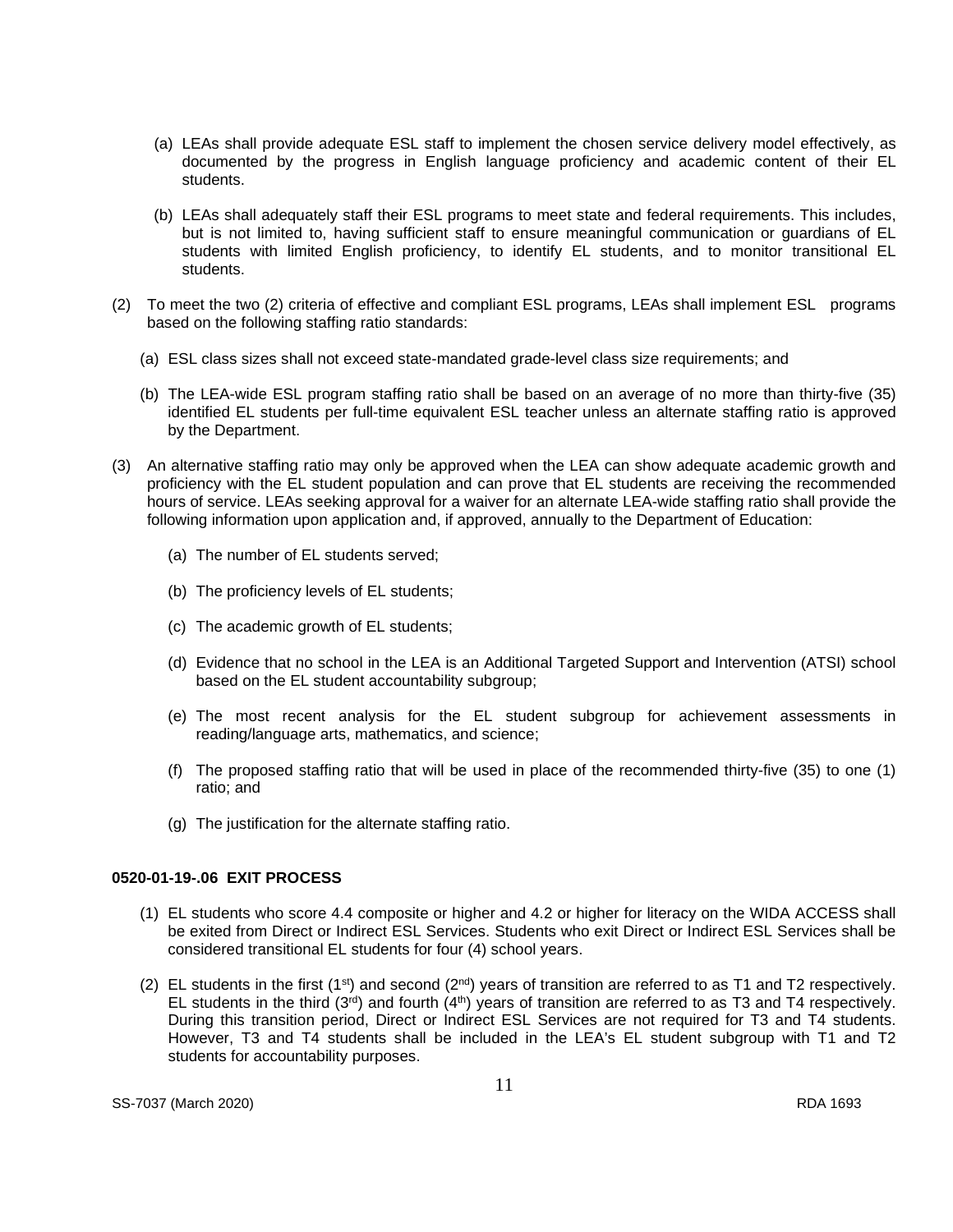(a) LEAs shall provide adequate ESL staff to implement the chosen service delivery model effectively, as documented by the progress in English language proficiency and academic content of their EL students.

(b) LEAs shall adequately staff their ESL programs to meet state and federal requirements. This includes, but is not limited to, having sufficient staff to ensure meaningful communication or guardians of EL students with limited English proficiency, to identify EL students, and to monitor transitional EL students.

(2) To meet the two (2) criteria of effective and compliant ESL programs, LEAs shall implement ESL programs based on the following staffing ratio standards:

(a) ESL class sizes shall not exceed state-mandated grade-level class size requirements; and

(b) The LEA-wide ESL program staffing ratio shall be based on an average of no more than thirty-five (35) identified EL students per full-time equivalent ESL teacher unless an alternate staffing ratio is approved by the Department.

(3) An alternative staffing ratio may only be approved when the LEA can show adequate academic growth and proficiency with the EL student population and can prove that EL students are receiving the recommended hours of service. LEAs seeking approval for a waiver for an alternate LEA-wide staffing ratio shall provide the following information upon application and, if approved, annually to the Department of Education:

(a) The number of EL students served;

(b) The proficiency levels of EL students;

(c) The academic growth of EL students;

(d) Evidence that no school in the LEA is an Additional Targeted Support and Intervention (ATSI) school based on the EL student accountability subgroup;

(e) The most recent analysis for the EL student subgroup for achievement assessments in reading/language arts, mathematics, and science;

(f) The proposed staffing ratio that will be used in place of the recommended thirty-five (35) to one (1) ratio; and

(g) The justification for the alternate staffing ratio.

**0520-01-19-.06 EXIT PROCESS**

(1) EL students who score 4.4 composite or higher and 4.2 or higher for literacy on the WIDA ACCESS shall be exited from Direct or Indirect ESL Services. Students who exit Direct or Indirect ESL Services shall be considered transitional EL students for four (4) school years.

(2) EL students in the first (1st) and second (2nd) years of transition are referred to as T1 and T2 respectively. EL students in the third (3rd) and fourth (4th) years of transition are referred to as T3 and T4 respectively. During this transition period, Direct or Indirect ESL Services are not required for T3 and T4 students. However, T3 and T4 students shall be included in the LEA's EL student subgroup with T1 and T2 students for accountability purposes.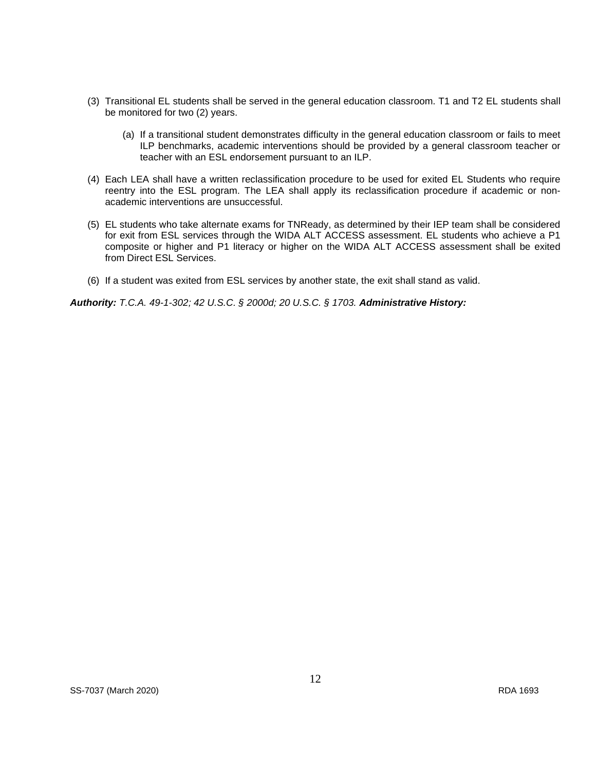(3) Transitional EL students shall be served in the general education classroom. T1 and T2 EL students shall be monitored for two (2) years.

  (a) If a transitional student demonstrates difficulty in the general education classroom or fails to meet ILP benchmarks, academic interventions should be provided by a general classroom teacher or teacher with an ESL endorsement pursuant to an ILP.

(4) Each LEA shall have a written reclassification procedure to be used for exited EL Students who require reentry into the ESL program. The LEA shall apply its reclassification procedure if academic or non-academic interventions are unsuccessful.

(5) EL students who take alternate exams for TNReady, as determined by their IEP team shall be considered for exit from ESL services through the WIDA ALT ACCESS assessment. EL students who achieve a P1 composite or higher and P1 literacy or higher on the WIDA ALT ACCESS assessment shall be exited from Direct ESL Services.

(6) If a student was exited from ESL services by another state, the exit shall stand as valid.

***Authority:*** *T.C.A. 49-1-302; 42 U.S.C. § 2000d; 20 U.S.C. § 1703.* ***Administrative History:***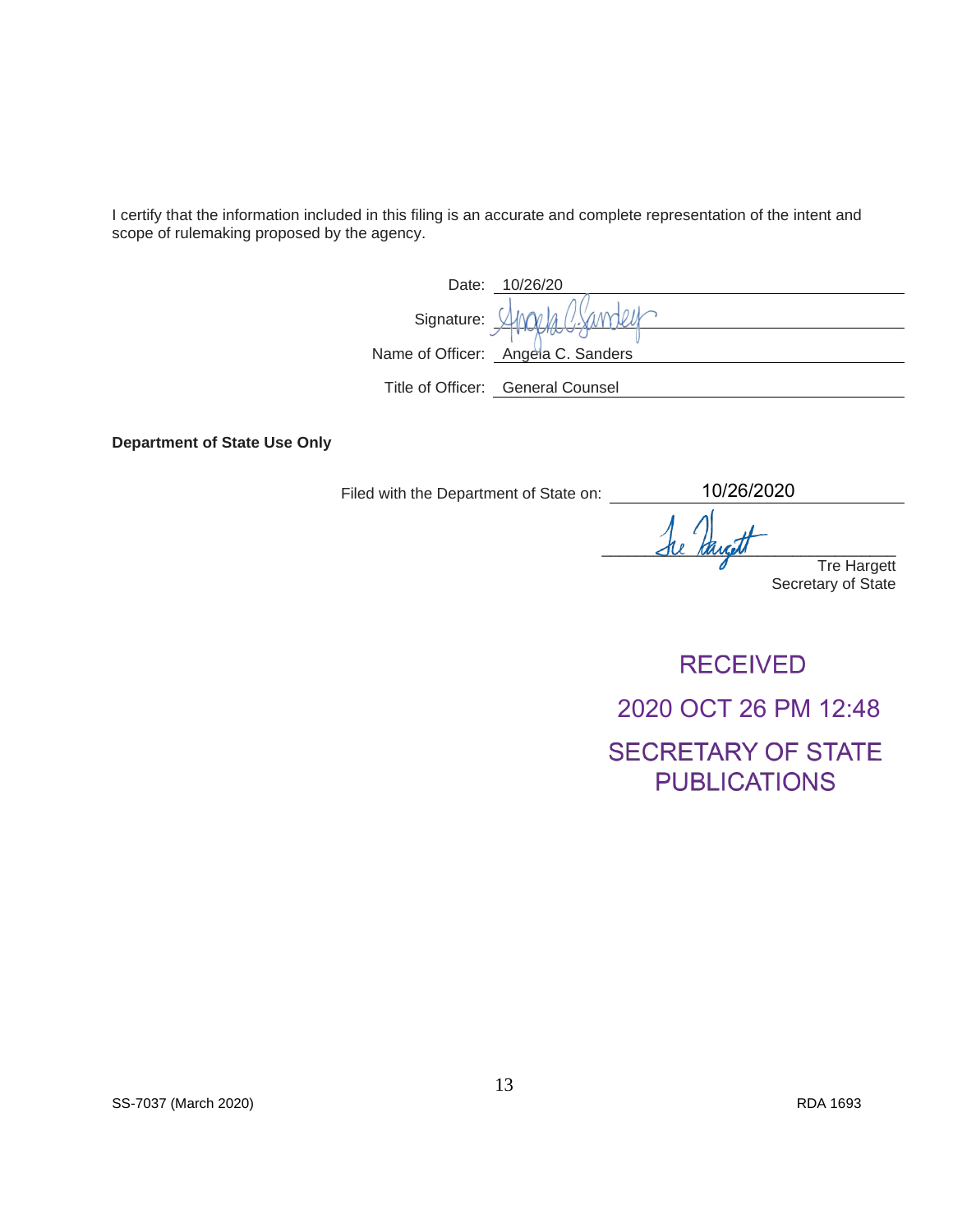I certify that the information included in this filing is an accurate and complete representation of the intent and scope of rulemaking proposed by the agency.

Date: 10/26/20

Signature: 

Name of Officer: Angela C. Sanders

Title of Officer: General Counsel

**Department of State Use Only**

Filed with the Department of State on: 10/26/2020

Tre Hargett
Secretary of State

RECEIVED
2020 OCT 26 PM 12:48
SECRETARY OF STATE
PUBLICATIONS

SS-7037 (March 2020) RDA 1693